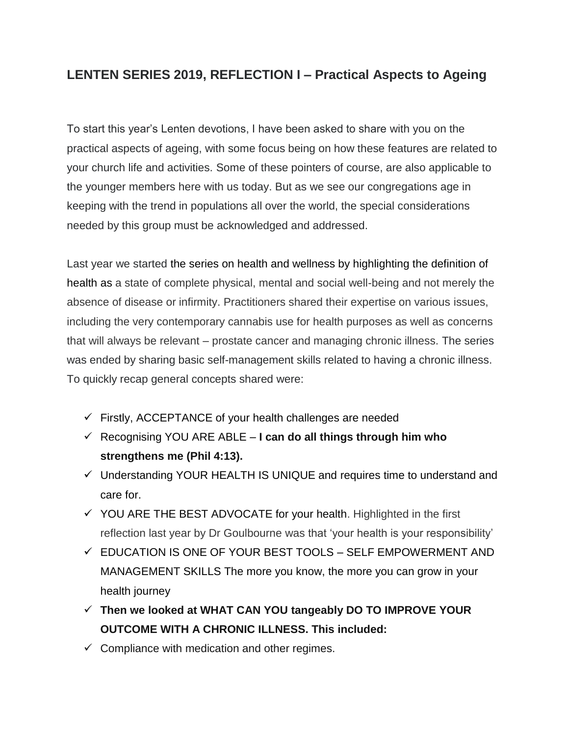## LENTEN SERIES 2019, REFLECTION I – Practical Aspects to Ageing

To start this year's Lenten devotions, I have been asked to share with you on the practical aspects of ageing, with some focus being on how these features are related to your church life and activities. Some of these pointers of course, are also applicable to the younger members here with us today. But as we see our congregations age in keeping with the trend in populations all over the world, the special considerations needed by this group must be acknowledged and addressed.

Last year we started the series on health and wellness by highlighting the definition of health as a state of complete physical, mental and social well-being and not merely the absence of disease or infirmity. Practitioners shared their expertise on various issues, including the very contemporary cannabis use for health purposes as well as concerns that will always be relevant – prostate cancer and managing chronic illness. The series was ended by sharing basic self-management skills related to having a chronic illness. To quickly recap general concepts shared were:

- ✓ Firstly, ACCEPTANCE of your health challenges are needed
- ✓ Recognising YOU ARE ABLE – **I can do all things through him who strengthens me (Phil 4:13).**
- ✓ Understanding YOUR HEALTH IS UNIQUE and requires time to understand and care for.
- ✓ YOU ARE THE BEST ADVOCATE for your health. Highlighted in the first reflection last year by Dr Goulbourne was that 'your health is your responsibility'
- ✓ EDUCATION IS ONE OF YOUR BEST TOOLS – SELF EMPOWERMENT AND MANAGEMENT SKILLS The more you know, the more you can grow in your health journey
- ✓ **Then we looked at WHAT CAN YOU tangeably DO TO IMPROVE YOUR OUTCOME WITH A CHRONIC ILLNESS. This included:**
- ✓ Compliance with medication and other regimes.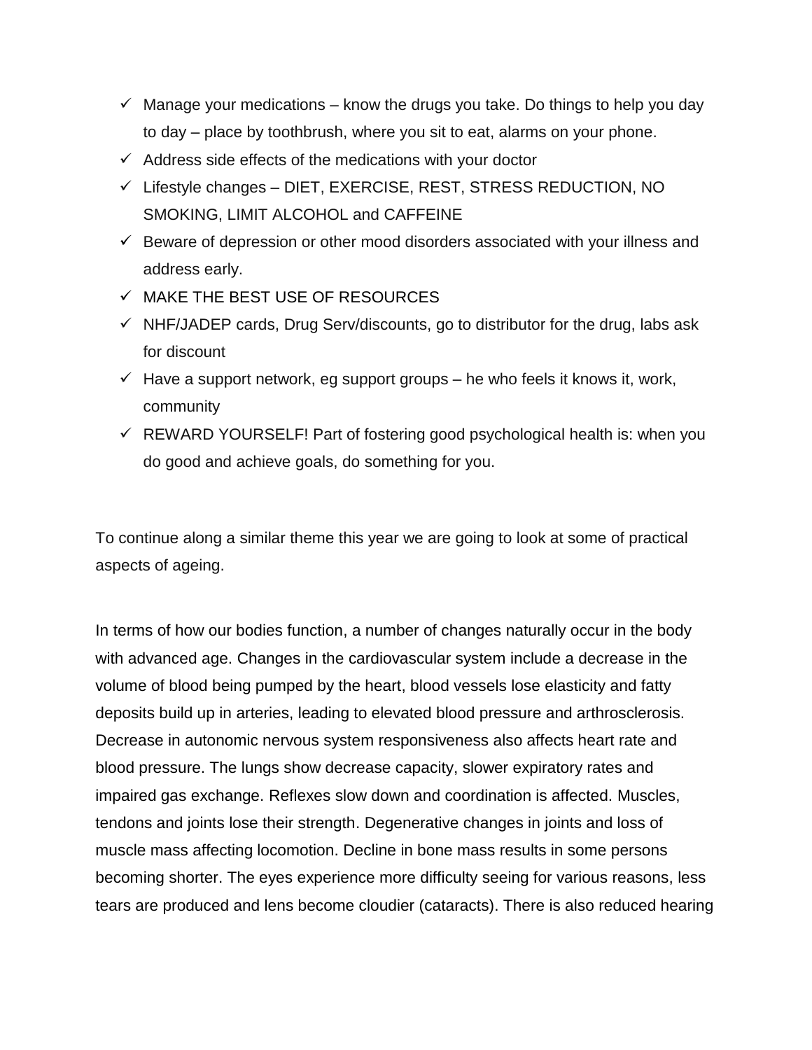- ✓ Manage your medications – know the drugs you take. Do things to help you day to day – place by toothbrush, where you sit to eat, alarms on your phone.
- ✓ Address side effects of the medications with your doctor
- ✓ Lifestyle changes – DIET, EXERCISE, REST, STRESS REDUCTION, NO SMOKING, LIMIT ALCOHOL and CAFFEINE
- ✓ Beware of depression or other mood disorders associated with your illness and address early.
- ✓ MAKE THE BEST USE OF RESOURCES
- ✓ NHF/JADEP cards, Drug Serv/discounts, go to distributor for the drug, labs ask for discount
- ✓ Have a support network, eg support groups – he who feels it knows it, work, community
- ✓ REWARD YOURSELF! Part of fostering good psychological health is: when you do good and achieve goals, do something for you.

To continue along a similar theme this year we are going to look at some of practical aspects of ageing.

In terms of how our bodies function, a number of changes naturally occur in the body with advanced age. Changes in the cardiovascular system include a decrease in the volume of blood being pumped by the heart, blood vessels lose elasticity and fatty deposits build up in arteries, leading to elevated blood pressure and arthrosclerosis. Decrease in autonomic nervous system responsiveness also affects heart rate and blood pressure. The lungs show decrease capacity, slower expiratory rates and impaired gas exchange. Reflexes slow down and coordination is affected. Muscles, tendons and joints lose their strength. Degenerative changes in joints and loss of muscle mass affecting locomotion. Decline in bone mass results in some persons becoming shorter. The eyes experience more difficulty seeing for various reasons, less tears are produced and lens become cloudier (cataracts). There is also reduced hearing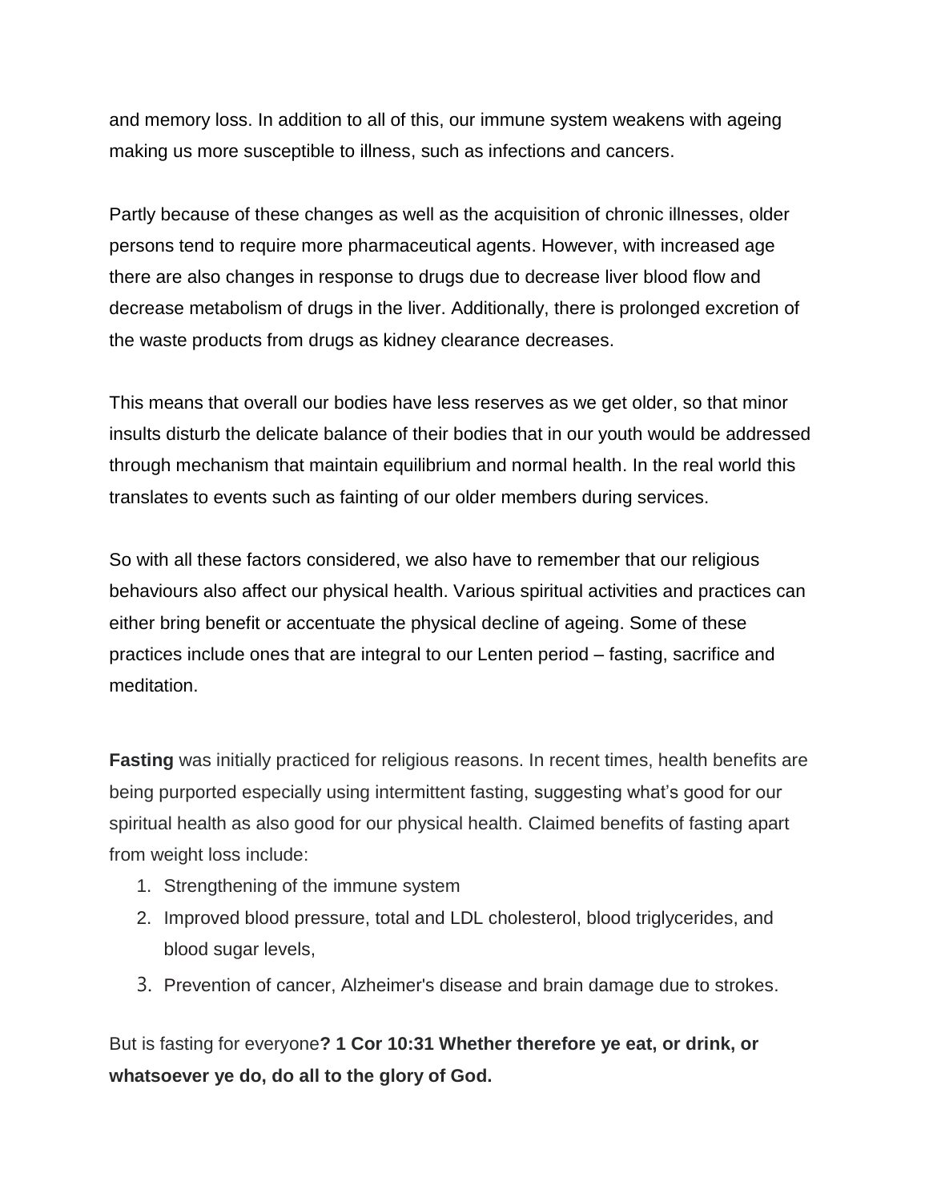and memory loss. In addition to all of this, our immune system weakens with ageing making us more susceptible to illness, such as infections and cancers.

Partly because of these changes as well as the acquisition of chronic illnesses, older persons tend to require more pharmaceutical agents. However, with increased age there are also changes in response to drugs due to decrease liver blood flow and decrease metabolism of drugs in the liver. Additionally, there is prolonged excretion of the waste products from drugs as kidney clearance decreases.

This means that overall our bodies have less reserves as we get older, so that minor insults disturb the delicate balance of their bodies that in our youth would be addressed through mechanism that maintain equilibrium and normal health. In the real world this translates to events such as fainting of our older members during services.

So with all these factors considered, we also have to remember that our religious behaviours also affect our physical health. Various spiritual activities and practices can either bring benefit or accentuate the physical decline of ageing. Some of these practices include ones that are integral to our Lenten period – fasting, sacrifice and meditation.

**Fasting** was initially practiced for religious reasons. In recent times, health benefits are being purported especially using intermittent fasting, suggesting what's good for our spiritual health as also good for our physical health. Claimed benefits of fasting apart from weight loss include:

1. Strengthening of the immune system
2. Improved blood pressure, total and LDL cholesterol, blood triglycerides, and blood sugar levels,
3. Prevention of cancer, Alzheimer's disease and brain damage due to strokes.

But is fasting for everyone**? 1 Cor 10:31 Whether therefore ye eat, or drink, or whatsoever ye do, do all to the glory of God.**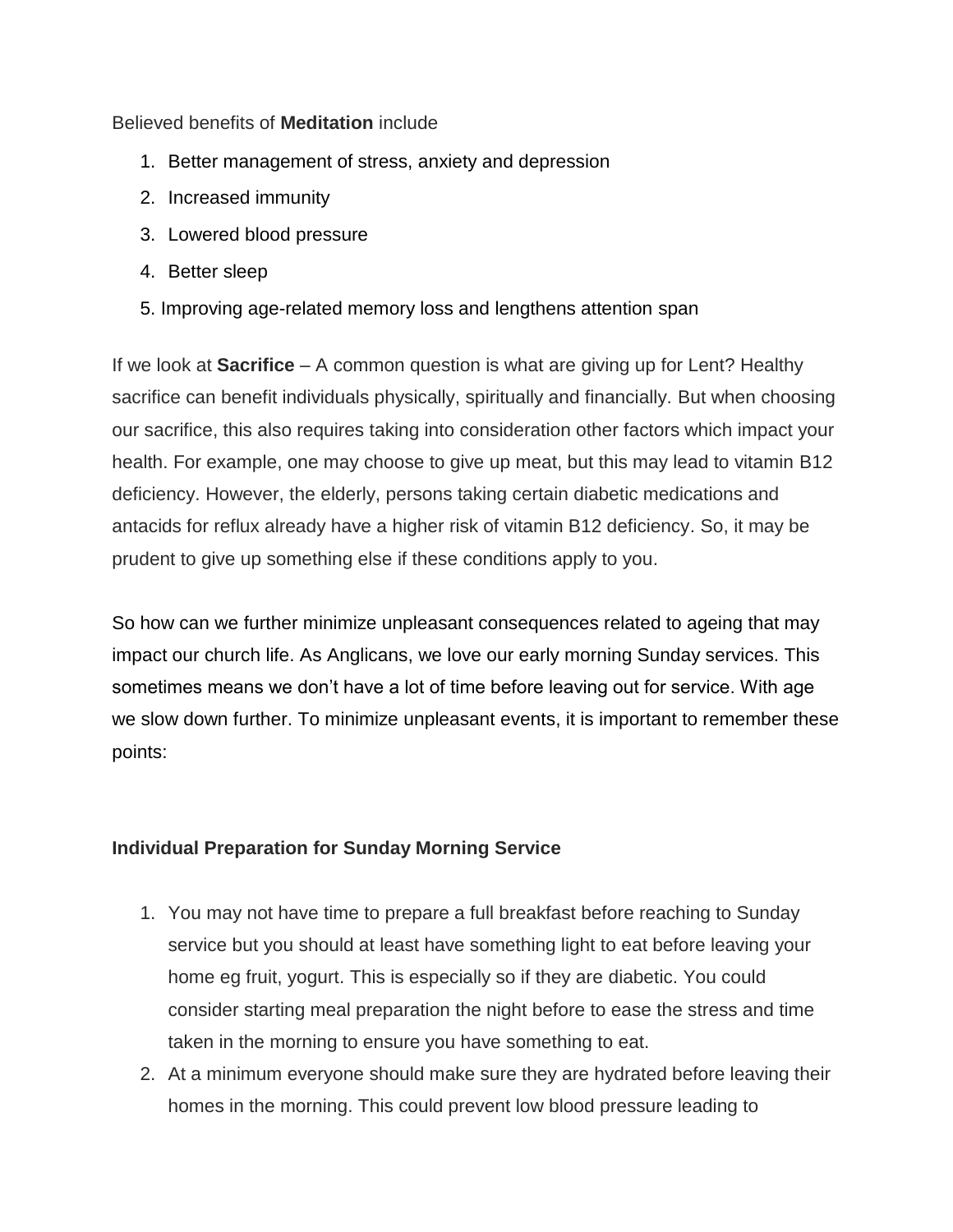Believed benefits of **Meditation** include

1. Better management of stress, anxiety and depression
2. Increased immunity
3. Lowered blood pressure
4. Better sleep
5. Improving age-related memory loss and lengthens attention span

If we look at **Sacrifice** – A common question is what are giving up for Lent? Healthy sacrifice can benefit individuals physically, spiritually and financially. But when choosing our sacrifice, this also requires taking into consideration other factors which impact your health. For example, one may choose to give up meat, but this may lead to vitamin B12 deficiency. However, the elderly, persons taking certain diabetic medications and antacids for reflux already have a higher risk of vitamin B12 deficiency. So, it may be prudent to give up something else if these conditions apply to you.

So how can we further minimize unpleasant consequences related to ageing that may impact our church life. As Anglicans, we love our early morning Sunday services. This sometimes means we don't have a lot of time before leaving out for service. With age we slow down further. To minimize unpleasant events, it is important to remember these points:

**Individual Preparation for Sunday Morning Service**

1. You may not have time to prepare a full breakfast before reaching to Sunday service but you should at least have something light to eat before leaving your home eg fruit, yogurt. This is especially so if they are diabetic. You could consider starting meal preparation the night before to ease the stress and time taken in the morning to ensure you have something to eat.
2. At a minimum everyone should make sure they are hydrated before leaving their homes in the morning. This could prevent low blood pressure leading to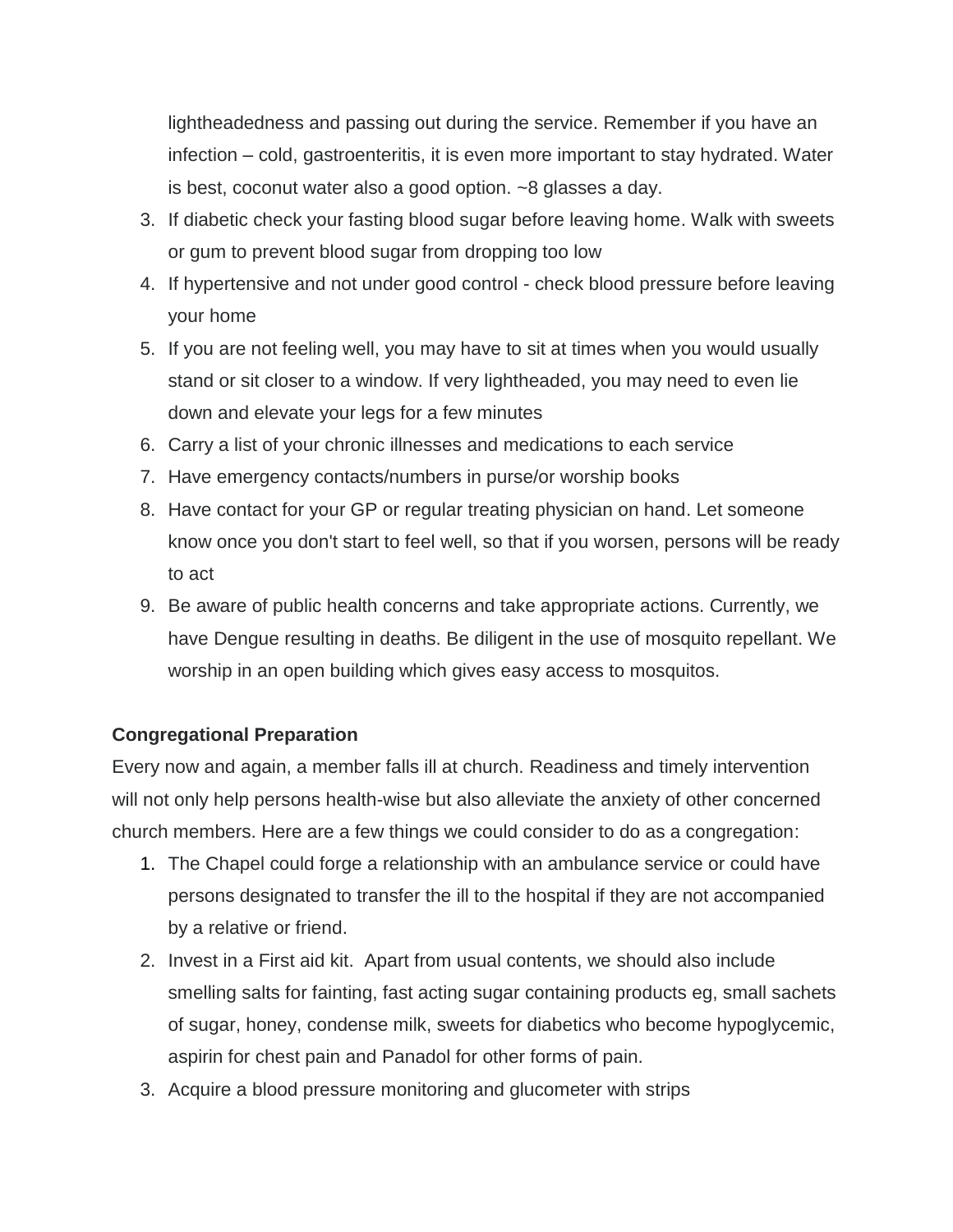lightheadedness and passing out during the service. Remember if you have an infection – cold, gastroenteritis, it is even more important to stay hydrated. Water is best, coconut water also a good option. ~8 glasses a day.

3. If diabetic check your fasting blood sugar before leaving home. Walk with sweets or gum to prevent blood sugar from dropping too low
4. If hypertensive and not under good control - check blood pressure before leaving your home
5. If you are not feeling well, you may have to sit at times when you would usually stand or sit closer to a window. If very lightheaded, you may need to even lie down and elevate your legs for a few minutes
6. Carry a list of your chronic illnesses and medications to each service
7. Have emergency contacts/numbers in purse/or worship books
8. Have contact for your GP or regular treating physician on hand. Let someone know once you don't start to feel well, so that if you worsen, persons will be ready to act
9. Be aware of public health concerns and take appropriate actions. Currently, we have Dengue resulting in deaths. Be diligent in the use of mosquito repellant. We worship in an open building which gives easy access to mosquitos.

**Congregational Preparation**

Every now and again, a member falls ill at church. Readiness and timely intervention will not only help persons health-wise but also alleviate the anxiety of other concerned church members. Here are a few things we could consider to do as a congregation:

1. The Chapel could forge a relationship with an ambulance service or could have persons designated to transfer the ill to the hospital if they are not accompanied by a relative or friend.
2. Invest in a First aid kit. Apart from usual contents, we should also include smelling salts for fainting, fast acting sugar containing products eg, small sachets of sugar, honey, condense milk, sweets for diabetics who become hypoglycemic, aspirin for chest pain and Panadol for other forms of pain.
3. Acquire a blood pressure monitoring and glucometer with strips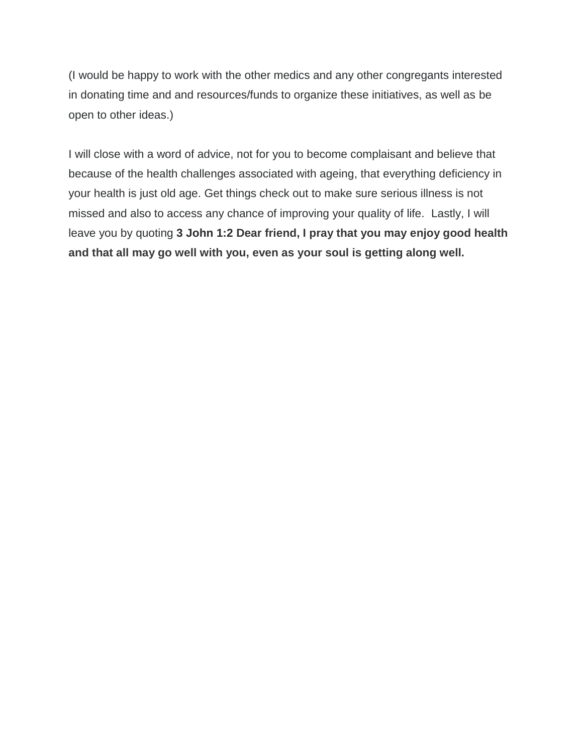(I would be happy to work with the other medics and any other congregants interested in donating time and and resources/funds to organize these initiatives, as well as be open to other ideas.)

I will close with a word of advice, not for you to become complaisant and believe that because of the health challenges associated with ageing, that everything deficiency in your health is just old age. Get things check out to make sure serious illness is not missed and also to access any chance of improving your quality of life.  Lastly, I will leave you by quoting **3 John 1:2 Dear friend, I pray that you may enjoy good health and that all may go well with you, even as your soul is getting along well.**